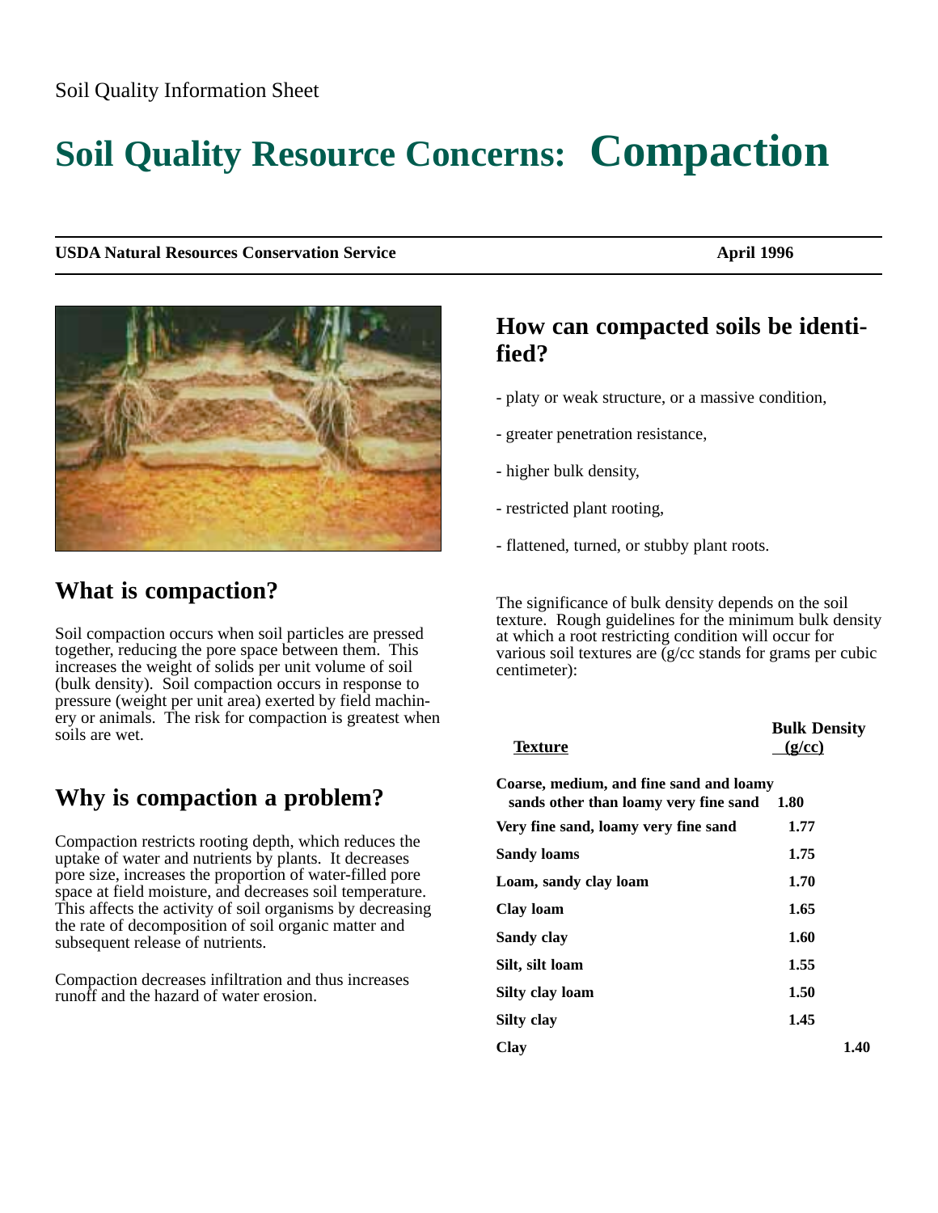Soil Quality Information Sheet

# Soil Quality Resource Concerns: Compaction

**USDA Natural Resources Conservation Service** **April 1996**

## What is compaction?

Soil compaction occurs when soil particles are pressed together, reducing the pore space between them. This increases the weight of solids per unit volume of soil (bulk density). Soil compaction occurs in response to pressure (weight per unit area) exerted by field machinery or animals. The risk for compaction is greatest when soils are wet.

## Why is compaction a problem?

Compaction restricts rooting depth, which reduces the uptake of water and nutrients by plants. It decreases pore size, increases the proportion of water-filled pore space at field moisture, and decreases soil temperature. This affects the activity of soil organisms by decreasing the rate of decomposition of soil organic matter and subsequent release of nutrients.

Compaction decreases infiltration and thus increases runoff and the hazard of water erosion.

## How can compacted soils be identified?

- platy or weak structure, or a massive condition,
- greater penetration resistance,
- higher bulk density,
- restricted plant rooting,
- flattened, turned, or stubby plant roots.

The significance of bulk density depends on the soil texture. Rough guidelines for the minimum bulk density at which a root restricting condition will occur for various soil textures are (g/cc stands for grams per cubic centimeter):

| Texture | Bulk Density (g/cc) |
|---|---|
| **Coarse, medium, and fine sand and loamy sands other than loamy very fine sand** | **1.80** |
| **Very fine sand, loamy very fine sand** | **1.77** |
| **Sandy loams** | **1.75** |
| **Loam, sandy clay loam** | **1.70** |
| **Clay loam** | **1.65** |
| **Sandy clay** | **1.60** |
| **Silt, silt loam** | **1.55** |
| **Silty clay loam** | **1.50** |
| **Silty clay** | **1.45** |
| **Clay** | **1.40** |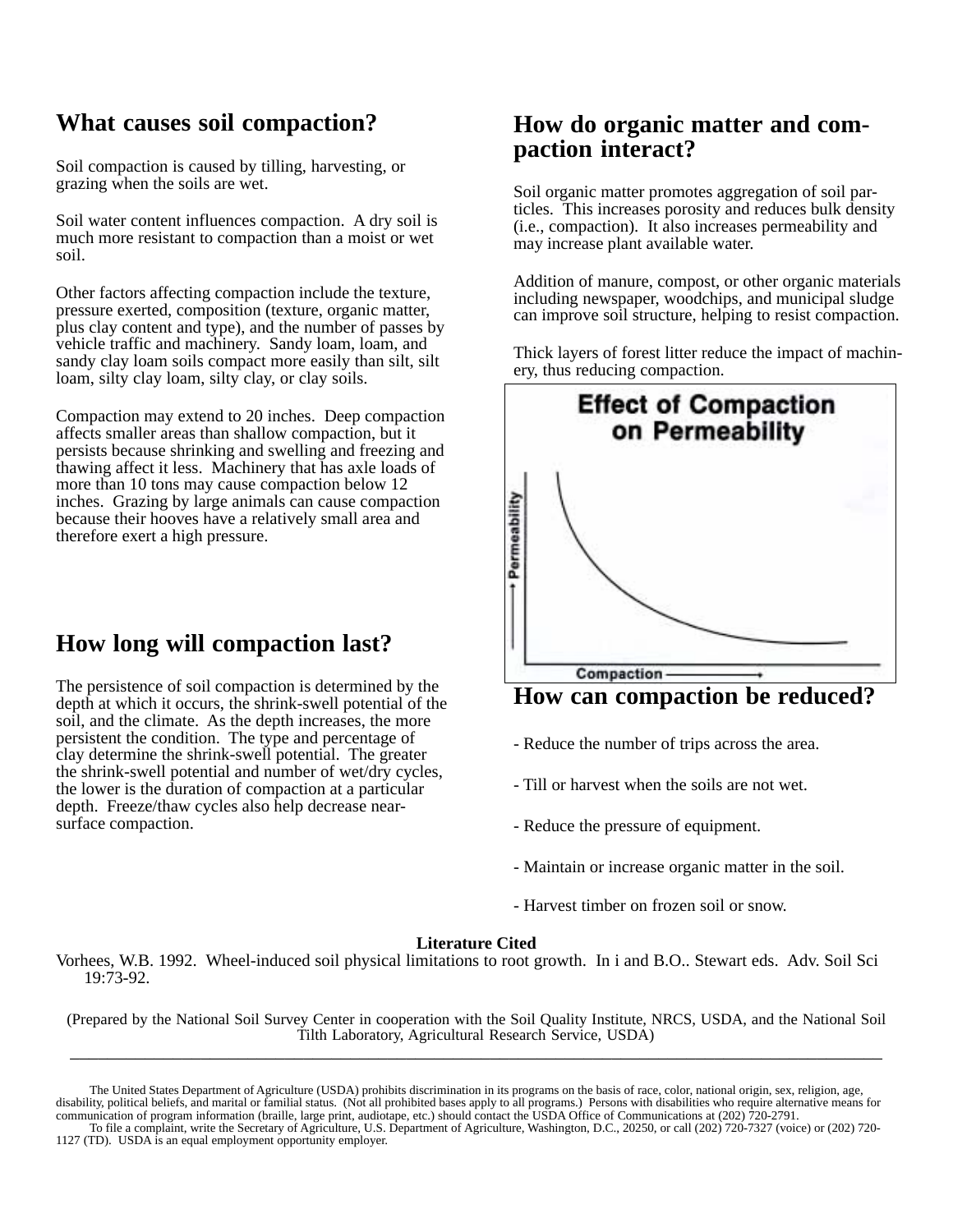## What causes soil compaction?

Soil compaction is caused by tilling, harvesting, or grazing when the soils are wet.

Soil water content influences compaction. A dry soil is much more resistant to compaction than a moist or wet soil.

Other factors affecting compaction include the texture, pressure exerted, composition (texture, organic matter, plus clay content and type), and the number of passes by vehicle traffic and machinery. Sandy loam, loam, and sandy clay loam soils compact more easily than silt, silt loam, silty clay loam, silty clay, or clay soils.

Compaction may extend to 20 inches. Deep compaction affects smaller areas than shallow compaction, but it persists because shrinking and swelling and freezing and thawing affect it less. Machinery that has axle loads of more than 10 tons may cause compaction below 12 inches. Grazing by large animals can cause compaction because their hooves have a relatively small area and therefore exert a high pressure.

## How long will compaction last?

The persistence of soil compaction is determined by the depth at which it occurs, the shrink-swell potential of the soil, and the climate. As the depth increases, the more persistent the condition. The type and percentage of clay determine the shrink-swell potential. The greater the shrink-swell potential and number of wet/dry cycles, the lower is the duration of compaction at a particular depth. Freeze/thaw cycles also help decrease near-surface compaction.

## How do organic matter and compaction interact?

Soil organic matter promotes aggregation of soil particles. This increases porosity and reduces bulk density (i.e., compaction). It also increases permeability and may increase plant available water.

Addition of manure, compost, or other organic materials including newspaper, woodchips, and municipal sludge can improve soil structure, helping to resist compaction.

Thick layers of forest litter reduce the impact of machinery, thus reducing compaction.

Effect of Compaction on Permeability

Permeability

Compaction

## How can compaction be reduced?

- Reduce the number of trips across the area.
- Till or harvest when the soils are not wet.
- Reduce the pressure of equipment.
- Maintain or increase organic matter in the soil.
- Harvest timber on frozen soil or snow.

**Literature Cited**

Vorhees, W.B. 1992. Wheel-induced soil physical limitations to root growth. In i and B.O.. Stewart eds. Adv. Soil Sci 19:73-92.

(Prepared by the National Soil Survey Center in cooperation with the Soil Quality Institute, NRCS, USDA, and the National Soil Tilth Laboratory, Agricultural Research Service, USDA)

---

The United States Department of Agriculture (USDA) prohibits discrimination in its programs on the basis of race, color, national origin, sex, religion, age, disability, political beliefs, and marital or familial status. (Not all prohibited bases apply to all programs.) Persons with disabilities who require alternative means for communication of program information (braille, large print, audiotape, etc.) should contact the USDA Office of Communications at (202) 720-2791.

To file a complaint, write the Secretary of Agriculture, U.S. Department of Agriculture, Washington, D.C., 20250, or call (202) 720-7327 (voice) or (202) 720-1127 (TD). USDA is an equal employment opportunity employer.